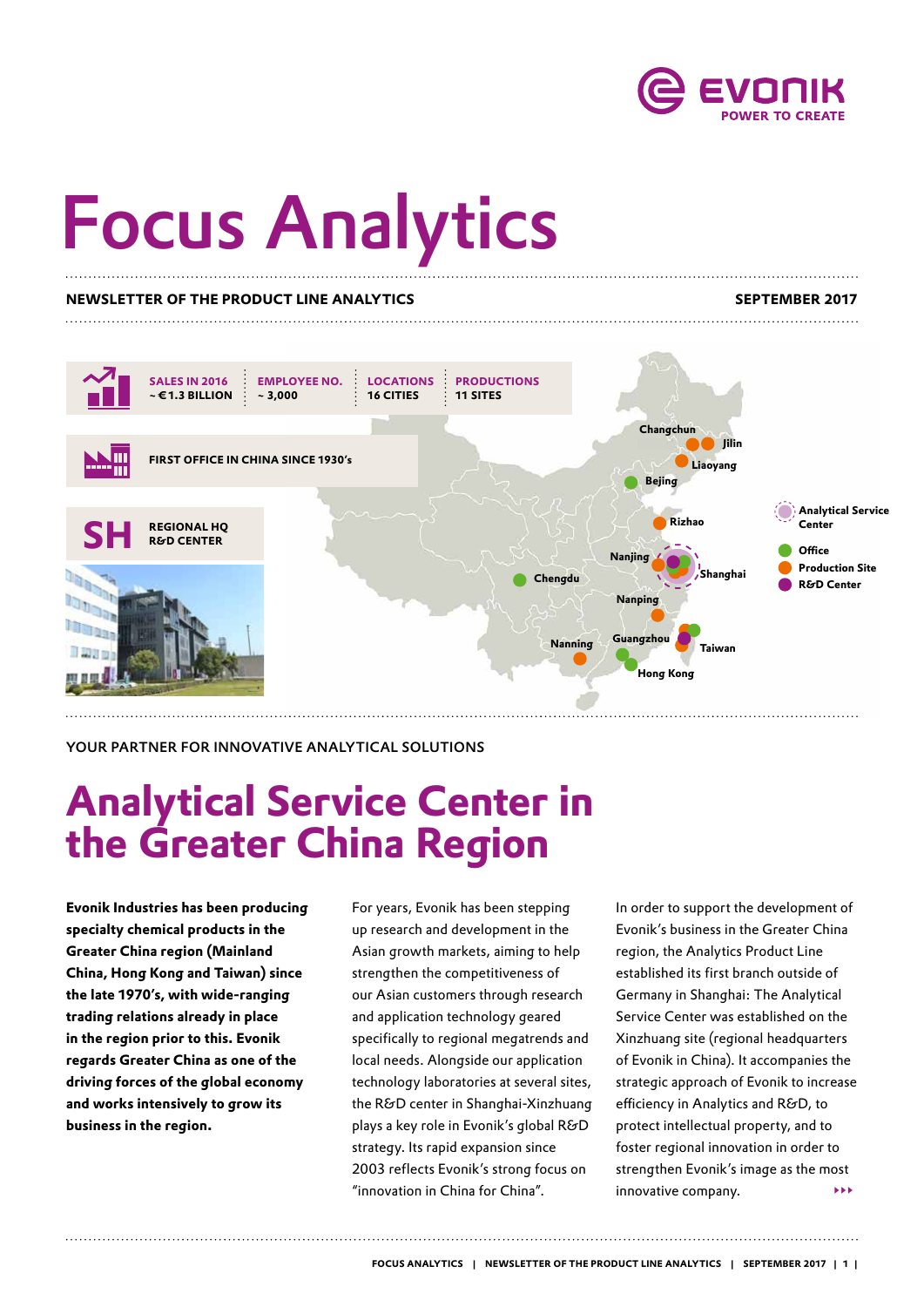# Focus Analytics

**NEWSLETTER OF THE PRODUCT LINE ANALYTICS** **SEPTEMBER 2017**

| SALES IN 2016 | EMPLOYEE NO. | LOCATIONS | PRODUCTIONS |
|---|---|---|---|
| ~ €1.3 BILLION | ~ 3,000 | 16 CITIES | 11 SITES |

FIRST OFFICE IN CHINA SINCE 1930's

**SH** REGIONAL HQ R&D CENTER

Changchun, Jilin, Liaoyang, Bejing, Rizhao, Nanjing, Shanghai, Chengdu, Nanping, Nanning, Guangzhou, Taiwan, Hong Kong

Analytical Service Center · Office · Production Site · R&D Center

YOUR PARTNER FOR INNOVATIVE ANALYTICAL SOLUTIONS

# Analytical Service Center in the Greater China Region

**Evonik Industries has been producing specialty chemical products in the Greater China region (Mainland China, Hong Kong and Taiwan) since the late 1970's, with wide-ranging trading relations already in place in the region prior to this. Evonik regards Greater China as one of the driving forces of the global economy and works intensively to grow its business in the region.**

For years, Evonik has been stepping up research and development in the Asian growth markets, aiming to help strengthen the competitiveness of our Asian customers through research and application technology geared specifically to regional megatrends and local needs. Alongside our application technology laboratories at several sites, the R&D center in Shanghai-Xinzhuang plays a key role in Evonik's global R&D strategy. Its rapid expansion since 2003 reflects Evonik's strong focus on "innovation in China for China".

In order to support the development of Evonik's business in the Greater China region, the Analytics Product Line established its first branch outside of Germany in Shanghai: The Analytical Service Center was established on the Xinzhuang site (regional headquarters of Evonik in China). It accompanies the strategic approach of Evonik to increase efficiency in Analytics and R&D, to protect intellectual property, and to foster regional innovation in order to strengthen Evonik's image as the most innovative company.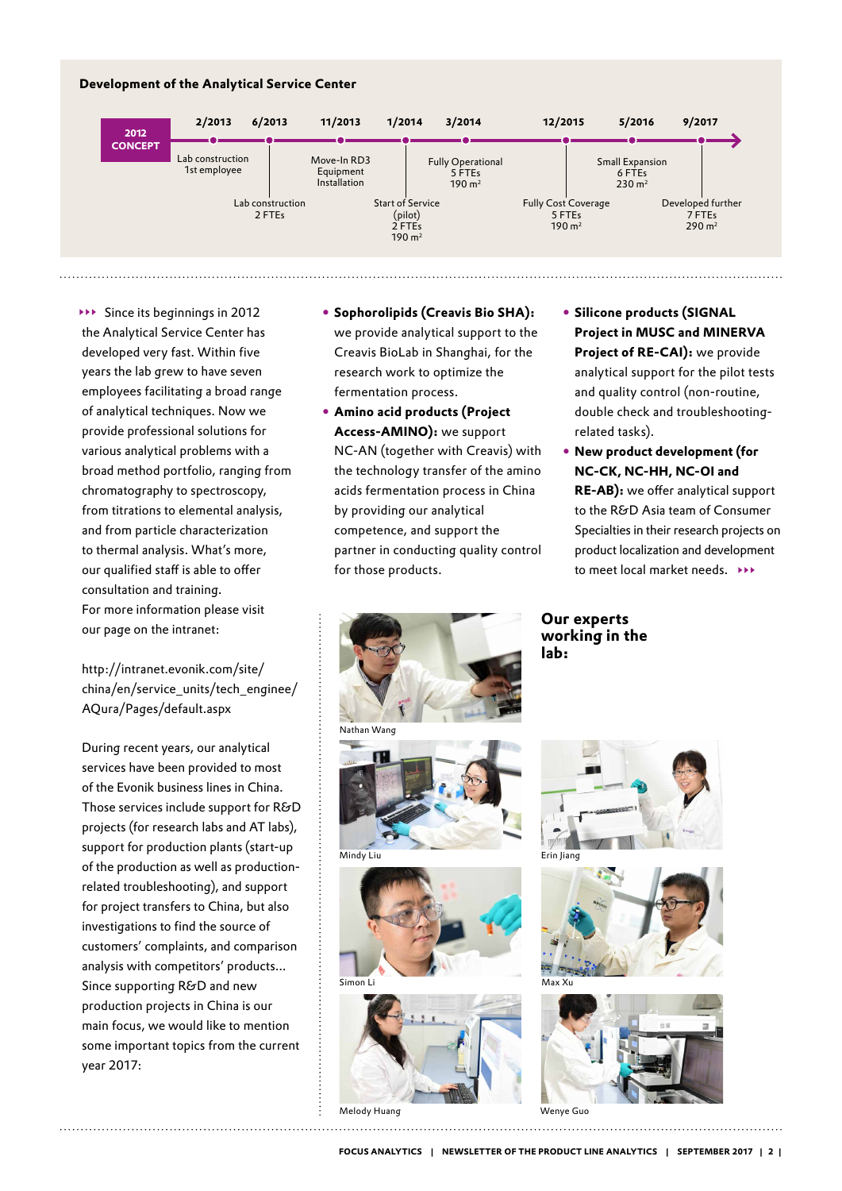## Development of the Analytical Service Center

**2012 CONCEPT**

- **2/2013** – Lab construction, 1st employee
- **6/2013** – Lab construction, 2 FTEs
- **11/2013** – Move-In RD3, Equipment Installation
- **1/2014** – Start of Service (pilot), 2 FTEs, 190 m²
- **3/2014** – Fully Operational, 5 FTEs, 190 m²
- **12/2015** – Fully Cost Coverage, 5 FTEs, 190 m²
- **5/2016** – Small Expansion, 6 FTEs, 230 m²
- **9/2017** – Developed further, 7 FTEs, 290 m²

▸▸▸ Since its beginnings in 2012 the Analytical Service Center has developed very fast. Within five years the lab grew to have seven employees facilitating a broad range of analytical techniques. Now we provide professional solutions for various analytical problems with a broad method portfolio, ranging from chromatography to spectroscopy, from titrations to elemental analysis, and from particle characterization to thermal analysis. What's more, our qualified staff is able to offer consultation and training.
For more information please visit our page on the intranet:

http://intranet.evonik.com/site/china/en/service_units/tech_enginee/AQura/Pages/default.aspx

During recent years, our analytical services have been provided to most of the Evonik business lines in China. Those services include support for R&D projects (for research labs and AT labs), support for production plants (start-up of the production as well as production-related troubleshooting), and support for project transfers to China, but also investigations to find the source of customers' complaints, and comparison analysis with competitors' products... Since supporting R&D and new production projects in China is our main focus, we would like to mention some important topics from the current year 2017:

- **Sophorolipids (Creavis Bio SHA):** we provide analytical support to the Creavis BioLab in Shanghai, for the research work to optimize the fermentation process.
- **Amino acid products (Project Access-AMINO):** we support NC-AN (together with Creavis) with the technology transfer of the amino acids fermentation process in China by providing our analytical competence, and support the partner in conducting quality control for those products.
- **Silicone products (SIGNAL Project in MUSC and MINERVA Project of RE-CAI):** we provide analytical support for the pilot tests and quality control (non-routine, double check and troubleshooting-related tasks).
- **New product development (for NC-CK, NC-HH, NC-OI and RE-AB):** we offer analytical support to the R&D Asia team of Consumer Specialties in their research projects on product localization and development to meet local market needs. ▸▸▸

## Our experts working in the lab:

Nathan Wang

Mindy Liu

Erin Jiang

Simon Li

Max Xu

Melody Huang

Wenye Guo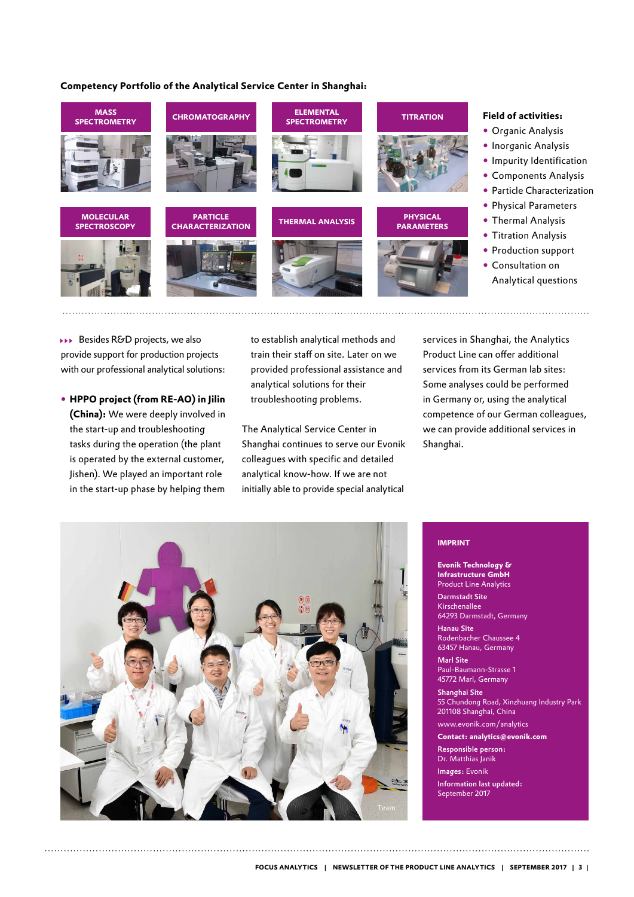**Competency Portfolio of the Analytical Service Center in Shanghai:**

- MASS SPECTROMETRY
- CHROMATOGRAPHY
- ELEMENTAL SPECTROMETRY
- TITRATION
- MOLECULAR SPECTROSCOPY
- PARTICLE CHARACTERIZATION
- THERMAL ANALYSIS
- PHYSICAL PARAMETERS

**Field of activities:**

- Organic Analysis
- Inorganic Analysis
- Impurity Identification
- Components Analysis
- Particle Characterization
- Physical Parameters
- Thermal Analysis
- Titration Analysis
- Production support
- Consultation on Analytical questions

Besides R&D projects, we also provide support for production projects with our professional analytical solutions:

- **HPPO project (from RE-AO) in Jilin (China):** We were deeply involved in the start-up and troubleshooting tasks during the operation (the plant is operated by the external customer, Jishen). We played an important role in the start-up phase by helping them to establish analytical methods and train their staff on site. Later on we provided professional assistance and analytical solutions for their troubleshooting problems.

The Analytical Service Center in Shanghai continues to serve our Evonik colleagues with specific and detailed analytical know-how. If we are not initially able to provide special analytical services in Shanghai, the Analytics Product Line can offer additional services from its German lab sites: Some analyses could be performed in Germany or, using the analytical competence of our German colleagues, we can provide additional services in Shanghai.

Team

**IMPRINT**

**Evonik Technology & Infrastructure GmbH**
Product Line Analytics

**Darmstadt Site**
Kirschenallee
64293 Darmstadt, Germany

**Hanau Site**
Rodenbacher Chaussee 4
63457 Hanau, Germany

**Marl Site**
Paul-Baumann-Strasse 1
45772 Marl, Germany

**Shanghai Site**
55 Chundong Road, Xinzhuang Industry Park
201108 Shanghai, China

www.evonik.com/analytics

**Contact: analytics@evonik.com**

**Responsible person:**
Dr. Matthias Janik

**Images:** Evonik

**Information last updated:**
September 2017